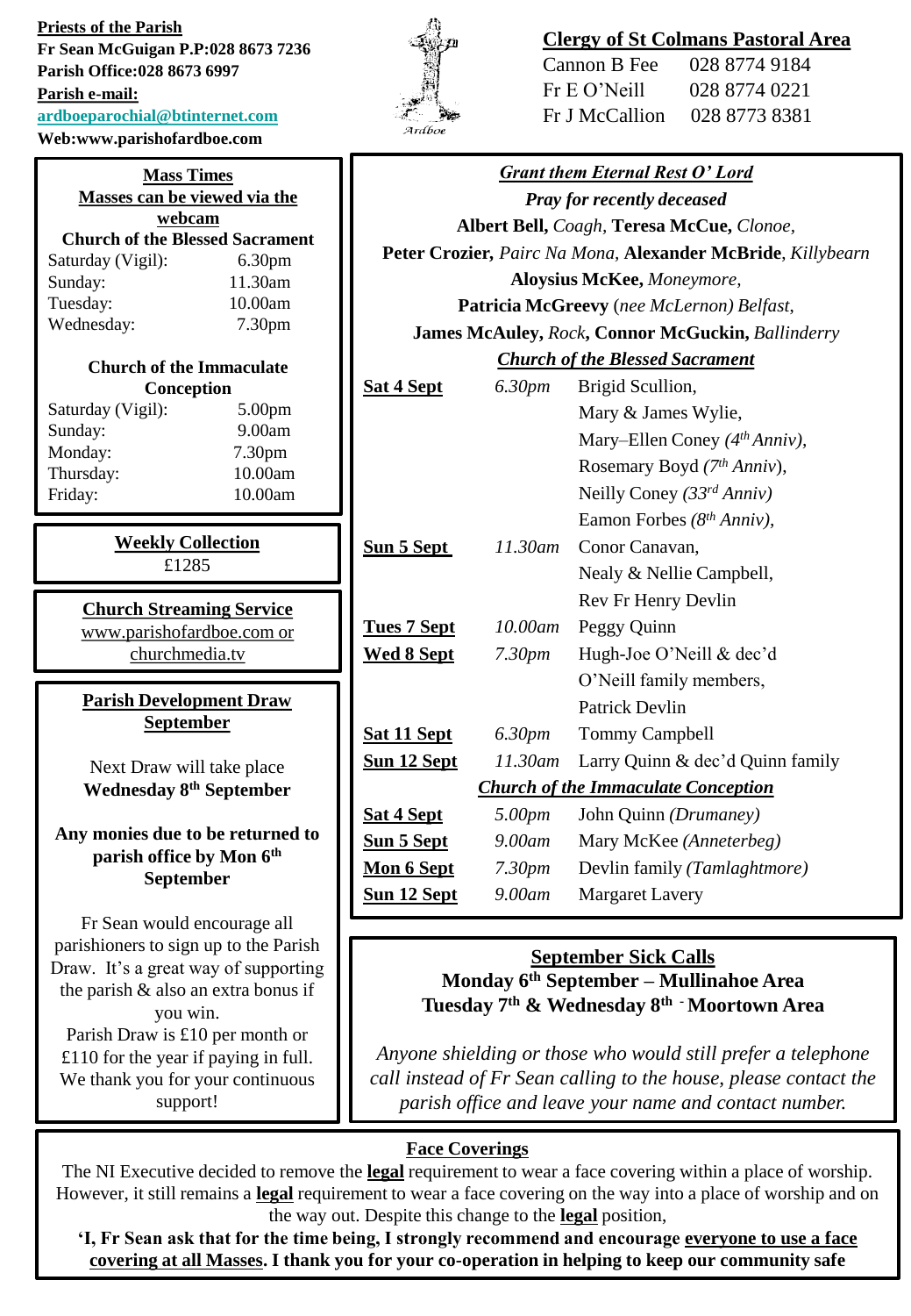**Priests of the Parish**
**Fr Sean McGuigan P.P:028 8673 7236**
**Parish Office:028 8673 6997**
**Parish e-mail:**
**ardboeparochial@btinternet.com**
**Web:www.parishofardboe.com**

Ardboe

**Clergy of St Colmans Pastoral Area**

| | |
|---|---|
| Cannon B Fee | 028 8774 9184 |
| Fr E O'Neill | 028 8774 0221 |
| Fr J McCallion | 028 8773 8381 |

## Mass Times

**Masses can be viewed via the webcam**

**Church of the Blessed Sacrament**

| | |
|---|---|
| Saturday (Vigil): | 6.30pm |
| Sunday: | 11.30am |
| Tuesday: | 10.00am |
| Wednesday: | 7.30pm |

**Church of the Immaculate Conception**

| | |
|---|---|
| Saturday (Vigil): | 5.00pm |
| Sunday: | 9.00am |
| Monday: | 7.30pm |
| Thursday: | 10.00am |
| Friday: | 10.00am |

## Weekly Collection

£1285

## Church Streaming Service

www.parishofardboe.com or churchmedia.tv

## Parish Development Draw September

Next Draw will take place **Wednesday 8th September**

**Any monies due to be returned to parish office by Mon 6th September**

Fr Sean would encourage all parishioners to sign up to the Parish Draw. It's a great way of supporting the parish & also an extra bonus if you win.
Parish Draw is £10 per month or £110 for the year if paying in full.
We thank you for your continuous support!

## *Grant them Eternal Rest O' Lord*

***Pray for recently deceased***

**Albert Bell,** *Coagh,* **Teresa McCue,** *Clonoe,*
**Peter Crozier,** *Pairc Na Mona,* **Alexander McBride**, *Killybearn*
**Aloysius McKee,** *Moneymore,*
**Patricia McGreevy** *(nee McLernon) Belfast,*
**James McAuley,** *Rock,* **Connor McGuckin,** *Ballinderry*

***Church of the Blessed Sacrament***

| | | |
|---|---|---|
| **Sat 4 Sept** | *6.30pm* | Brigid Scullion, |
| | | Mary & James Wylie, |
| | | Mary–Ellen Coney *(4th Anniv),* |
| | | Rosemary Boyd *(7th Anniv),* |
| | | Neilly Coney *(33rd Anniv)* |
| | | Eamon Forbes *(8th Anniv),* |
| **Sun 5 Sept** | *11.30am* | Conor Canavan, |
| | | Nealy & Nellie Campbell, |
| | | Rev Fr Henry Devlin |
| **Tues 7 Sept** | *10.00am* | Peggy Quinn |
| **Wed 8 Sept** | *7.30pm* | Hugh-Joe O'Neill & dec'd |
| | | O'Neill family members, |
| | | Patrick Devlin |
| **Sat 11 Sept** | *6.30pm* | Tommy Campbell |
| **Sun 12 Sept** | *11.30am* | Larry Quinn & dec'd Quinn family |

***Church of the Immaculate Conception***

| | | |
|---|---|---|
| **Sat 4 Sept** | *5.00pm* | John Quinn *(Drumaney)* |
| **Sun 5 Sept** | *9.00am* | Mary McKee *(Anneterbeg)* |
| **Mon 6 Sept** | *7.30pm* | Devlin family *(Tamlaghtmore)* |
| **Sun 12 Sept** | *9.00am* | Margaret Lavery |

## September Sick Calls

**Monday 6th September – Mullinahoe Area**
**Tuesday 7th & Wednesday 8th - Moortown Area**

*Anyone shielding or those who would still prefer a telephone call instead of Fr Sean calling to the house, please contact the parish office and leave your name and contact number.*

## Face Coverings

The NI Executive decided to remove the **legal** requirement to wear a face covering within a place of worship. However, it still remains a **legal** requirement to wear a face covering on the way into a place of worship and on the way out. Despite this change to the **legal** position,

**'I, Fr Sean ask that for the time being, I strongly recommend and encourage everyone to use a face covering at all Masses. I thank you for your co-operation in helping to keep our community safe**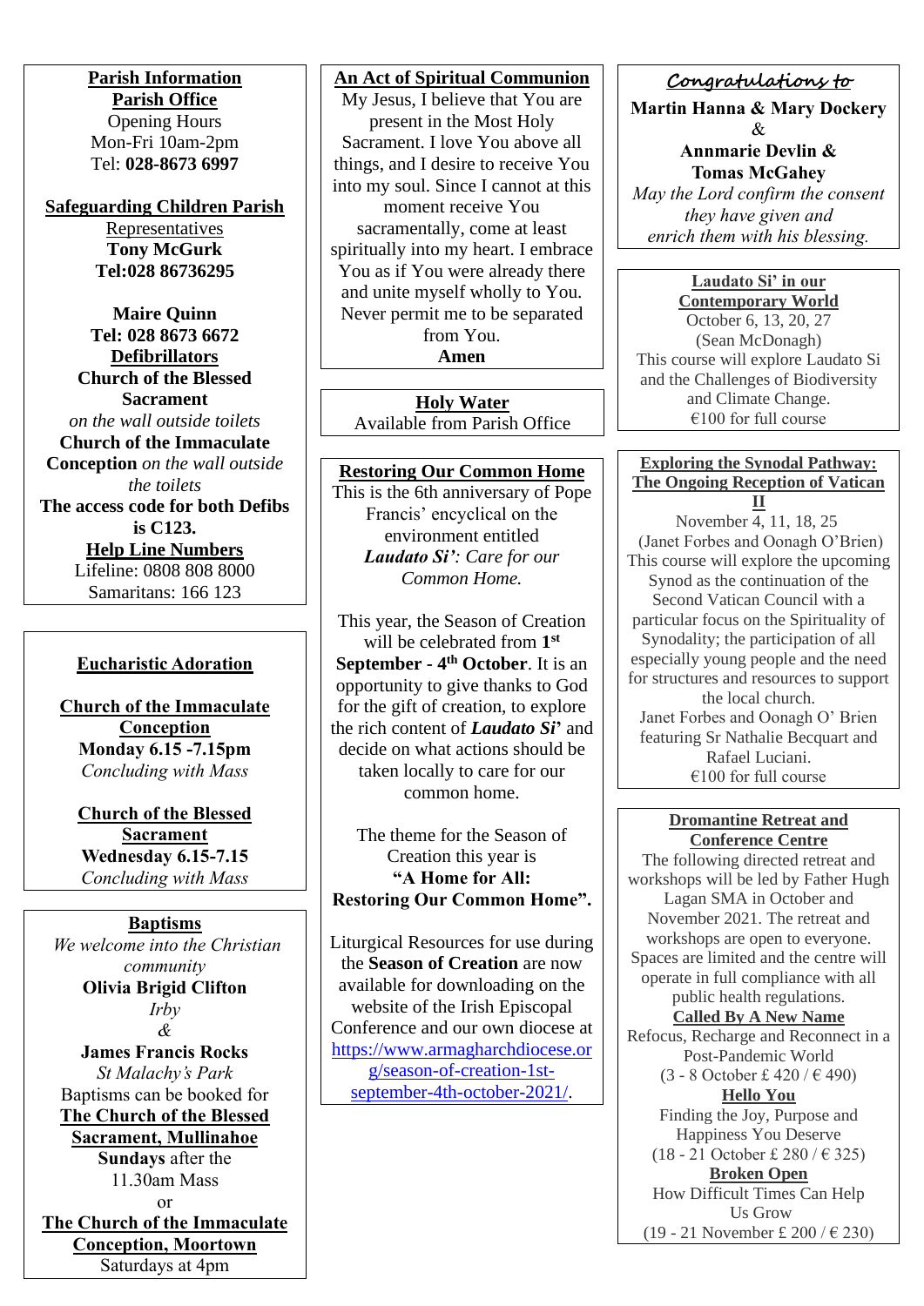**Parish Information**

**Parish Office**

Opening Hours
Mon-Fri 10am-2pm
Tel: **028-8673 6997**

**Safeguarding Children Parish**
Representatives
**Tony McGurk**
**Tel:028 86736295**

**Maire Quinn**
**Tel: 028 8673 6672**

**Defibrillators**

**Church of the Blessed Sacrament** *on the wall outside toilets*
**Church of the Immaculate Conception** *on the wall outside the toilets*
**The access code for both Defibs is C123.**

**Help Line Numbers**

Lifeline: 0808 808 8000
Samaritans: 166 123

**Eucharistic Adoration**

**Church of the Immaculate Conception**
**Monday 6.15 -7.15pm**
*Concluding with Mass*

**Church of the Blessed Sacrament**
**Wednesday 6.15-7.15**
*Concluding with Mass*

**Baptisms**

*We welcome into the Christian community*

**Olivia Brigid Clifton**
*Irby*
*&*
**James Francis Rocks**
*St Malachy's Park*

Baptisms can be booked for **The Church of the Blessed Sacrament, Mullinahoe** **Sundays** after the 11.30am Mass
or
**The Church of the Immaculate Conception, Moortown** Saturdays at 4pm

**An Act of Spiritual Communion**

My Jesus, I believe that You are present in the Most Holy Sacrament. I love You above all things, and I desire to receive You into my soul. Since I cannot at this moment receive You sacramentally, come at least spiritually into my heart. I embrace You as if You were already there and unite myself wholly to You. Never permit me to be separated from You.
**Amen**

**Holy Water**

Available from Parish Office

**Restoring Our Common Home**

This is the 6th anniversary of Pope Francis' encyclical on the environment entitled ***Laudato Si'**: Care for our Common Home.*

This year, the Season of Creation will be celebrated from **1st September - 4th October**. It is an opportunity to give thanks to God for the gift of creation, to explore the rich content of ***Laudato Si'*** and decide on what actions should be taken locally to care for our common home.

The theme for the Season of Creation this year is
**"A Home for All: Restoring Our Common Home".**

Liturgical Resources for use during the **Season of Creation** are now available for downloading on the website of the Irish Episcopal Conference and our own diocese at https://www.armagharchdiocese.org/season-of-creation-1st-september-4th-october-2021/.

***Congratulations to***

**Martin Hanna & Mary Dockery**
&
**Annmarie Devlin & Tomas McGahey**

*May the Lord confirm the consent they have given and enrich them with his blessing.*

**Laudato Si' in our Contemporary World**

October 6, 13, 20, 27
(Sean McDonagh)
This course will explore Laudato Si and the Challenges of Biodiversity and Climate Change.
€100 for full course

**Exploring the Synodal Pathway: The Ongoing Reception of Vatican II**

November 4, 11, 18, 25
(Janet Forbes and Oonagh O'Brien)
This course will explore the upcoming Synod as the continuation of the Second Vatican Council with a particular focus on the Spirituality of Synodality; the participation of all especially young people and the need for structures and resources to support the local church.
Janet Forbes and Oonagh O' Brien featuring Sr Nathalie Becquart and Rafael Luciani.
€100 for full course

**Dromantine Retreat and Conference Centre**

The following directed retreat and workshops will be led by Father Hugh Lagan SMA in October and November 2021. The retreat and workshops are open to everyone. Spaces are limited and the centre will operate in full compliance with all public health regulations.

**Called By A New Name**
Refocus, Recharge and Reconnect in a Post-Pandemic World
(3 - 8 October £ 420 / € 490)

**Hello You**
Finding the Joy, Purpose and Happiness You Deserve
(18 - 21 October £ 280 / € 325)

**Broken Open**
How Difficult Times Can Help Us Grow
(19 - 21 November £ 200 / € 230)